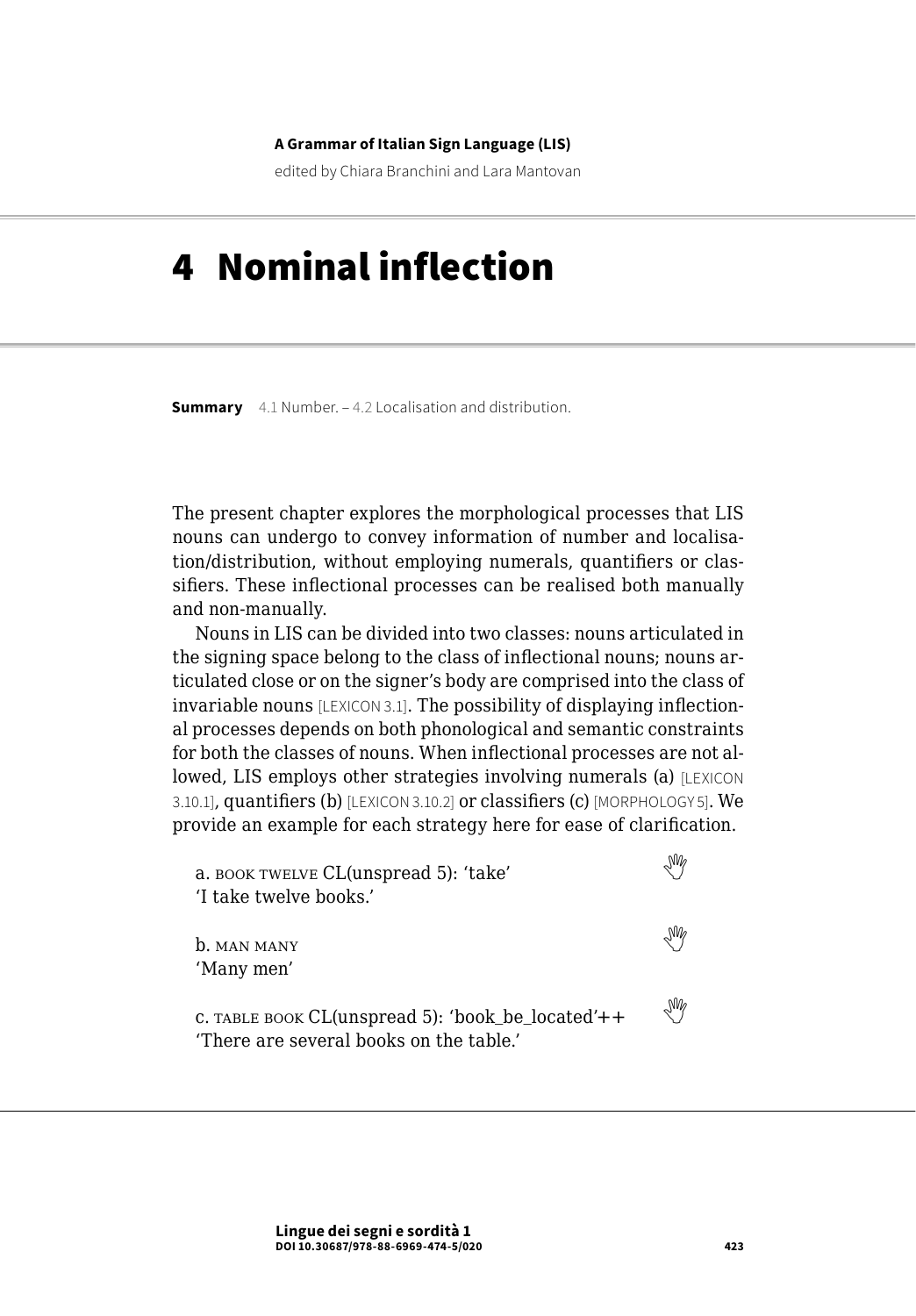**A Grammar of Italian Sign Language (LIS)**

edited by Chiara Branchini and Lara Mantovan

# 4 Nominal inflection

**Summary** 4.1 Number. – 4.2 Localisation and distribution.

The present chapter explores the morphological processes that LIS nouns can undergo to convey information of number and localisation/distribution, without employing numerals, quantifiers or classifiers. These inflectional processes can be realised both manually and non-manually.

Nouns in LIS can be divided into two classes: nouns articulated in the signing space belong to the class of inflectional nouns; nouns articulated close or on the signer's body are comprised into the class of invariable nouns [LEXICON 3.1]. The possibility of displaying inflectional processes depends on both phonological and semantic constraints for both the classes of nouns. When inflectional processes are not allowed, LIS employs other strategies involving numerals (a) [LEXICON 3.10.1], quantifiers (b) [LEXICON 3.10.2] or classifiers (c) [MORPHOLOGY 5]. We provide an example for each strategy here for ease of clarification.

a. BOOK TWELVE CL(unspread 5): 'take'
'I take twelve books.'

b. MAN MANY
'Many men'

c. TABLE BOOK CL(unspread 5): 'book_be_located'++
'There are several books on the table.'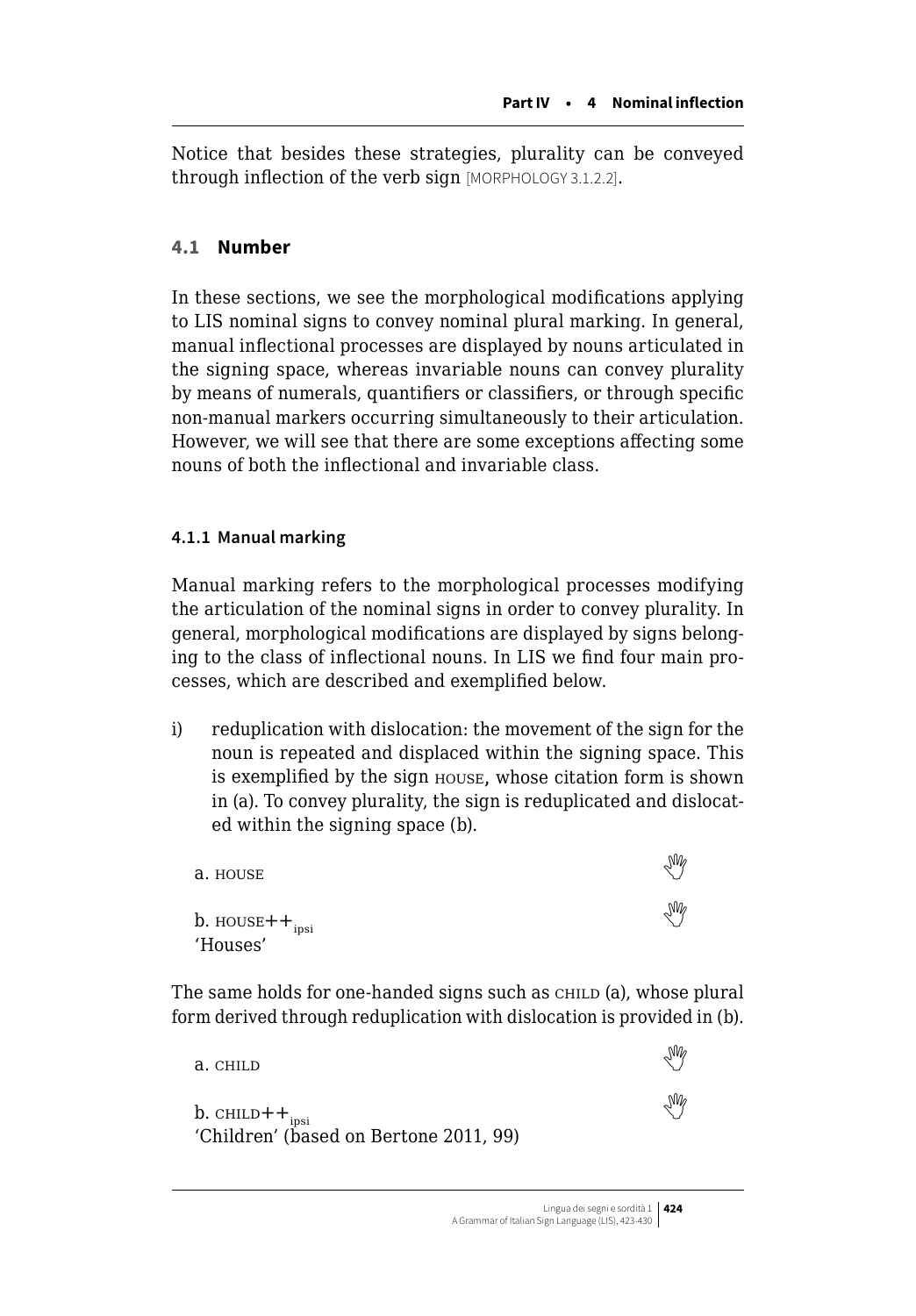Notice that besides these strategies, plurality can be conveyed through inflection of the verb sign [MORPHOLOGY 3.1.2.2].

## 4.1 Number

In these sections, we see the morphological modifications applying to LIS nominal signs to convey nominal plural marking. In general, manual inflectional processes are displayed by nouns articulated in the signing space, whereas invariable nouns can convey plurality by means of numerals, quantifiers or classifiers, or through specific non-manual markers occurring simultaneously to their articulation. However, we will see that there are some exceptions affecting some nouns of both the inflectional and invariable class.

### 4.1.1 Manual marking

Manual marking refers to the morphological processes modifying the articulation of the nominal signs in order to convey plurality. In general, morphological modifications are displayed by signs belonging to the class of inflectional nouns. In LIS we find four main processes, which are described and exemplified below.

i) reduplication with dislocation: the movement of the sign for the noun is repeated and displaced within the signing space. This is exemplified by the sign HOUSE, whose citation form is shown in (a). To convey plurality, the sign is reduplicated and dislocated within the signing space (b).

a. HOUSE

b. HOUSE++$_{ipsi}$
'Houses'

The same holds for one-handed signs such as CHILD (a), whose plural form derived through reduplication with dislocation is provided in (b).

a. CHILD

b. CHILD++$_{ipsi}$
'Children' (based on Bertone 2011, 99)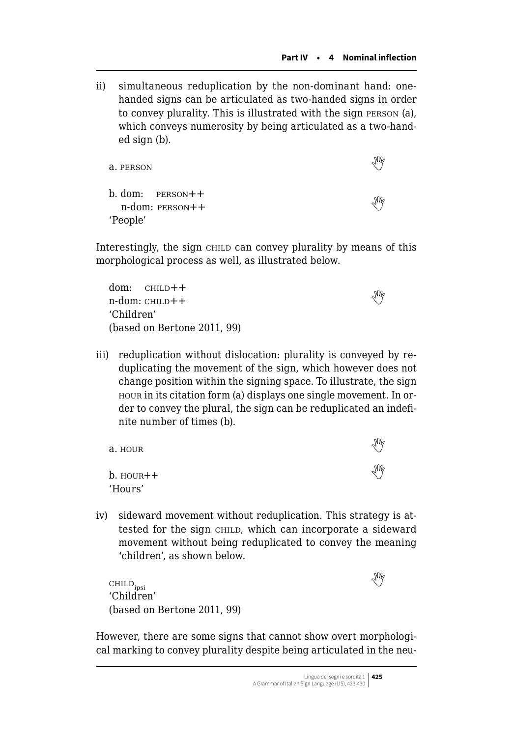ii) simultaneous reduplication by the non-dominant hand: one-handed signs can be articulated as two-handed signs in order to convey plurality. This is illustrated with the sign PERSON (a), which conveys numerosity by being articulated as a two-handed sign (b).

a. PERSON

b. dom: PERSON++
n-dom: PERSON++
'People'

Interestingly, the sign CHILD can convey plurality by means of this morphological process as well, as illustrated below.

dom: CHILD++
n-dom: CHILD++
'Children'
(based on Bertone 2011, 99)

iii) reduplication without dislocation: plurality is conveyed by reduplicating the movement of the sign, which however does not change position within the signing space. To illustrate, the sign HOUR in its citation form (a) displays one single movement. In order to convey the plural, the sign can be reduplicated an indefinite number of times (b).

a. HOUR

b. HOUR++
'Hours'

iv) sideward movement without reduplication. This strategy is attested for the sign CHILD, which can incorporate a sideward movement without being reduplicated to convey the meaning 'children', as shown below.

$\text{CHILD}_{\text{ipsi}}$
'Children'
(based on Bertone 2011, 99)

However, there are some signs that cannot show overt morphological marking to convey plurality despite being articulated in the neu-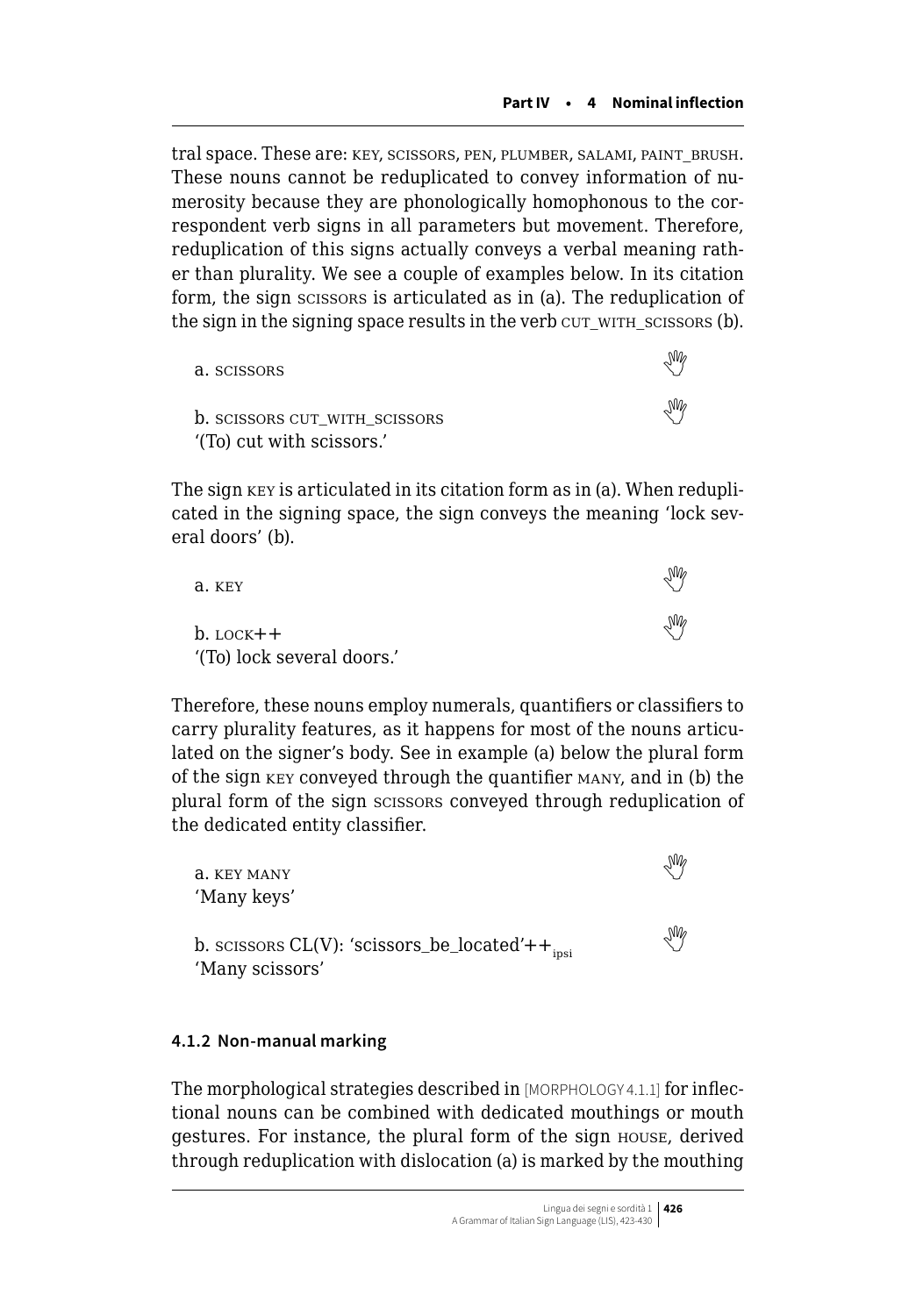tral space. These are: KEY, SCISSORS, PEN, PLUMBER, SALAMI, PAINT_BRUSH. These nouns cannot be reduplicated to convey information of numerosity because they are phonologically homophonous to the correspondent verb signs in all parameters but movement. Therefore, reduplication of this signs actually conveys a verbal meaning rather than plurality. We see a couple of examples below. In its citation form, the sign SCISSORS is articulated as in (a). The reduplication of the sign in the signing space results in the verb CUT_WITH_SCISSORS (b).

a. SCISSORS

b. SCISSORS CUT_WITH_SCISSORS
'(To) cut with scissors.'

The sign KEY is articulated in its citation form as in (a). When reduplicated in the signing space, the sign conveys the meaning 'lock several doors' (b).

a. KEY

b. LOCK++
'(To) lock several doors.'

Therefore, these nouns employ numerals, quantifiers or classifiers to carry plurality features, as it happens for most of the nouns articulated on the signer's body. See in example (a) below the plural form of the sign KEY conveyed through the quantifier MANY, and in (b) the plural form of the sign SCISSORS conveyed through reduplication of the dedicated entity classifier.

a. KEY MANY
'Many keys'

b. SCISSORS CL(V): 'scissors_be_located'$++_{ipsi}$
'Many scissors'

#### 4.1.2 Non-manual marking

The morphological strategies described in [MORPHOLOGY 4.1.1] for inflectional nouns can be combined with dedicated mouthings or mouth gestures. For instance, the plural form of the sign HOUSE, derived through reduplication with dislocation (a) is marked by the mouthing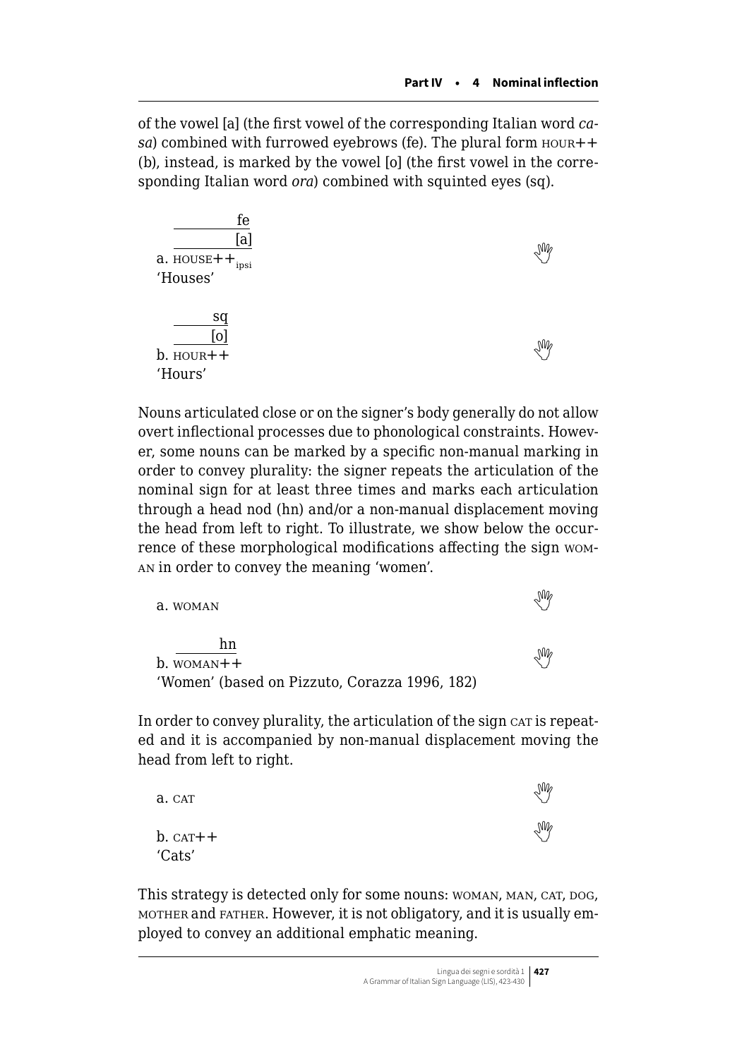of the vowel [a] (the first vowel of the corresponding Italian word *casa*) combined with furrowed eyebrows (fe). The plural form HOUR++ (b), instead, is marked by the vowel [o] (the first vowel in the corresponding Italian word *ora*) combined with squinted eyes (sq).

```
       fe
      [a]
a. HOUSE++ipsi
'Houses'
```

```
      sq
     [o]
b. HOUR++
'Hours'
```

Nouns articulated close or on the signer's body generally do not allow overt inflectional processes due to phonological constraints. However, some nouns can be marked by a specific non-manual marking in order to convey plurality: the signer repeats the articulation of the nominal sign for at least three times and marks each articulation through a head nod (hn) and/or a non-manual displacement moving the head from left to right. To illustrate, we show below the occurrence of these morphological modifications affecting the sign WOMAN in order to convey the meaning 'women'.

a. WOMAN

```
       hn
b. WOMAN++
'Women' (based on Pizzuto, Corazza 1996, 182)
```

In order to convey plurality, the articulation of the sign CAT is repeated and it is accompanied by non-manual displacement moving the head from left to right.

a. CAT

b. CAT++
'Cats'

This strategy is detected only for some nouns: WOMAN, MAN, CAT, DOG, MOTHER and FATHER. However, it is not obligatory, and it is usually employed to convey an additional emphatic meaning.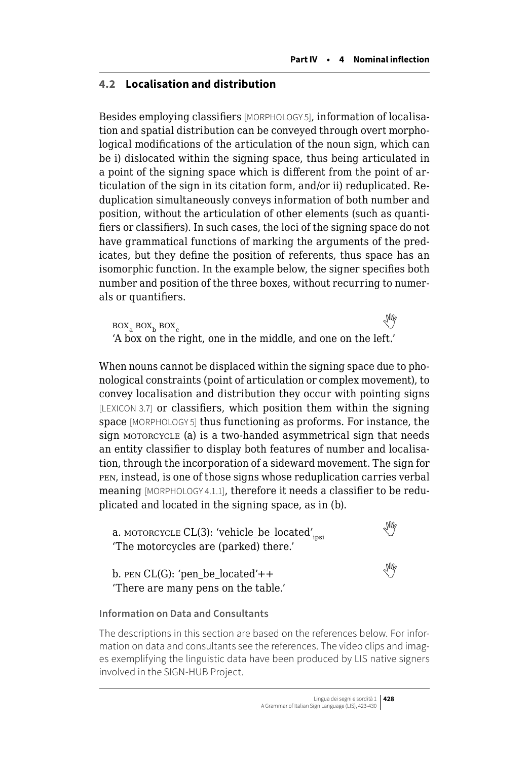## 4.2 Localisation and distribution

Besides employing classifiers [MORPHOLOGY 5], information of localisation and spatial distribution can be conveyed through overt morphological modifications of the articulation of the noun sign, which can be i) dislocated within the signing space, thus being articulated in a point of the signing space which is different from the point of articulation of the sign in its citation form, and/or ii) reduplicated. Reduplication simultaneously conveys information of both number and position, without the articulation of other elements (such as quantifiers or classifiers). In such cases, the loci of the signing space do not have grammatical functions of marking the arguments of the predicates, but they define the position of referents, thus space has an isomorphic function. In the example below, the signer specifies both number and position of the three boxes, without recurring to numerals or quantifiers.

BOX$_a$ BOX$_b$ BOX$_c$
'A box on the right, one in the middle, and one on the left.'

When nouns cannot be displaced within the signing space due to phonological constraints (point of articulation or complex movement), to convey localisation and distribution they occur with pointing signs [LEXICON 3.7] or classifiers, which position them within the signing space [MORPHOLOGY 5] thus functioning as proforms. For instance, the sign MOTORCYCLE (a) is a two-handed asymmetrical sign that needs an entity classifier to display both features of number and localisation, through the incorporation of a sideward movement. The sign for PEN, instead, is one of those signs whose reduplication carries verbal meaning [MORPHOLOGY 4.1.1], therefore it needs a classifier to be reduplicated and located in the signing space, as in (b).

a. MOTORCYCLE CL(3): 'vehicle_be_located'$_{ipsi}$
'The motorcycles are (parked) there.'

b. PEN CL(G): 'pen_be_located'++
'There are many pens on the table.'

**Information on Data and Consultants**

The descriptions in this section are based on the references below. For information on data and consultants see the references. The video clips and images exemplifying the linguistic data have been produced by LIS native signers involved in the SIGN-HUB Project.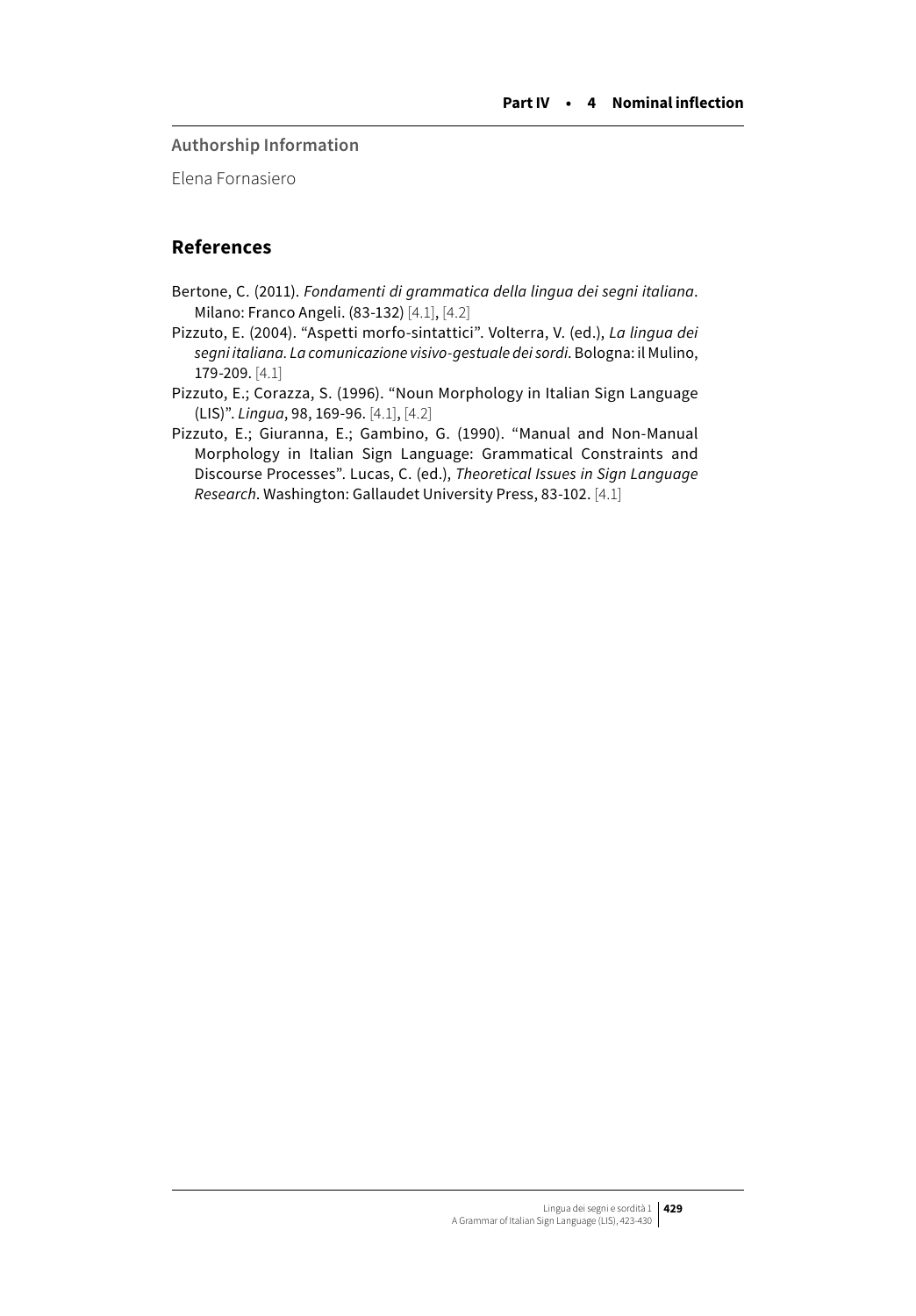**Authorship Information**

Elena Fornasiero

## References

Bertone, C. (2011). *Fondamenti di grammatica della lingua dei segni italiana*. Milano: Franco Angeli. (83-132) [4.1], [4.2]

Pizzuto, E. (2004). "Aspetti morfo-sintattici". Volterra, V. (ed.), *La lingua dei segni italiana. La comunicazione visivo-gestuale dei sordi*. Bologna: il Mulino, 179-209. [4.1]

Pizzuto, E.; Corazza, S. (1996). "Noun Morphology in Italian Sign Language (LIS)". *Lingua*, 98, 169-96. [4.1], [4.2]

Pizzuto, E.; Giuranna, E.; Gambino, G. (1990). "Manual and Non-Manual Morphology in Italian Sign Language: Grammatical Constraints and Discourse Processes". Lucas, C. (ed.), *Theoretical Issues in Sign Language Research*. Washington: Gallaudet University Press, 83-102. [4.1]